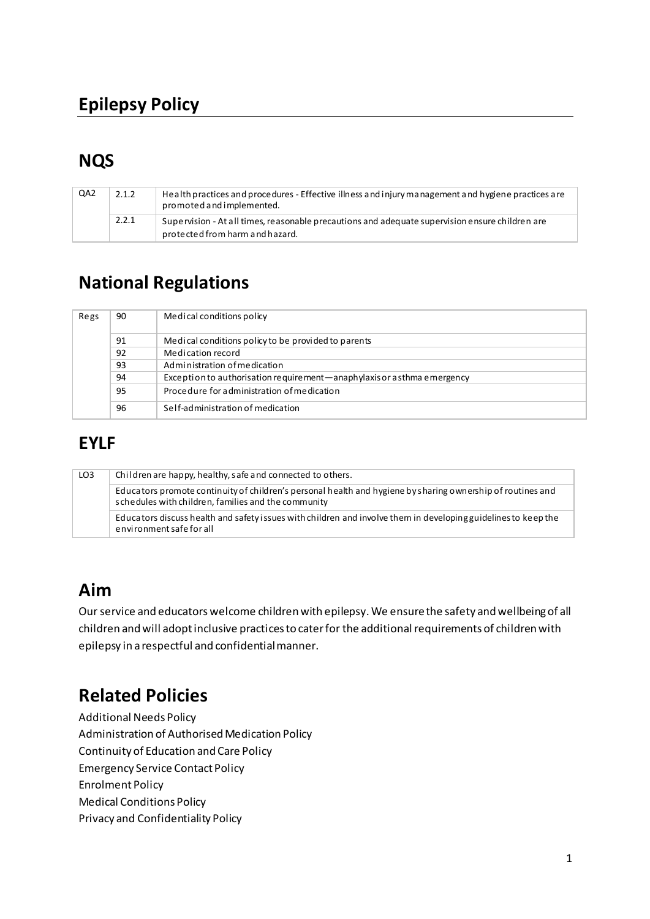# Epilepsy Policy

## NQS

| QA2 | 2.1.2 | Health practices and procedures - Effective illness and injury management and hygiene practices are promoted and implemented. |
|---|---|---|
| | 2.2.1 | Supervision - At all times, reasonable precautions and adequate supervision ensure children are protected from harm and hazard. |

## National Regulations

| Regs | 90 | Medical conditions policy |
|---|---|---|
| | 91 | Medical conditions policy to be provided to parents |
| | 92 | Medication record |
| | 93 | Administration of medication |
| | 94 | Exception to authorisation requirement—anaphylaxis or asthma emergency |
| | 95 | Procedure for administration of medication |
| | 96 | Self-administration of medication |

## EYLF

| LO3 | Children are happy, healthy, safe and connected to others. |
|---|---|
| | Educators promote continuity of children's personal health and hygiene by sharing ownership of routines and schedules with children, families and the community |
| | Educators discuss health and safety issues with children and involve them in developing guidelines to keep the environment safe for all |

## Aim

Our service and educators welcome children with epilepsy. We ensure the safety and wellbeing of all children and will adopt inclusive practices to cater for the additional requirements of children with epilepsy in a respectful and confidential manner.

## Related Policies

Additional Needs Policy
Administration of Authorised Medication Policy
Continuity of Education and Care Policy
Emergency Service Contact Policy
Enrolment Policy
Medical Conditions Policy
Privacy and Confidentiality Policy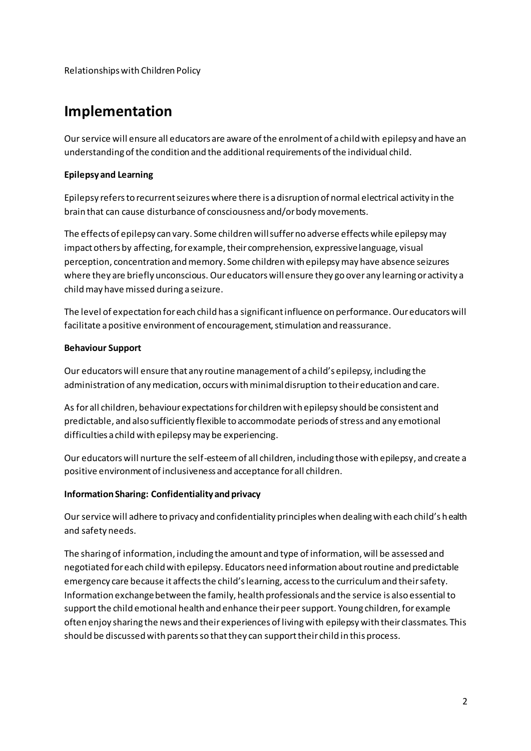Relationships with Children Policy

## Implementation

Our service will ensure all educators are aware of the enrolment of a child with epilepsy and have an understanding of the condition and the additional requirements of the individual child.

**Epilepsy and Learning**

Epilepsy refers to recurrent seizures where there is a disruption of normal electrical activity in the brain that can cause disturbance of consciousness and/or body movements.

The effects of epilepsy can vary. Some children will suffer no adverse effects while epilepsy may impact others by affecting, for example, their comprehension, expressive language, visual perception, concentration and memory. Some children with epilepsy may have absence seizures where they are briefly unconscious. Our educators will ensure they go over any learning or activity a child may have missed during a seizure.

The level of expectation for each child has a significant influence on performance. Our educators will facilitate a positive environment of encouragement, stimulation and reassurance.

**Behaviour Support**

Our educators will ensure that any routine management of a child's epilepsy, including the administration of any medication, occurs with minimal disruption to their education and care.

As for all children, behaviour expectations for children with epilepsy should be consistent and predictable, and also sufficiently flexible to accommodate periods of stress and any emotional difficulties a child with epilepsy may be experiencing.

Our educators will nurture the self-esteem of all children, including those with epilepsy, and create a positive environment of inclusiveness and acceptance for all children.

**Information Sharing: Confidentiality and privacy**

Our service will adhere to privacy and confidentiality principles when dealing with each child's health and safety needs.

The sharing of information, including the amount and type of information, will be assessed and negotiated for each child with epilepsy. Educators need information about routine and predictable emergency care because it affects the child's learning, access to the curriculum and their safety. Information exchange between the family, health professionals and the service is also essential to support the child emotional health and enhance their peer support. Young children, for example often enjoy sharing the news and their experiences of living with epilepsy with their classmates. This should be discussed with parents so that they can support their child in this process.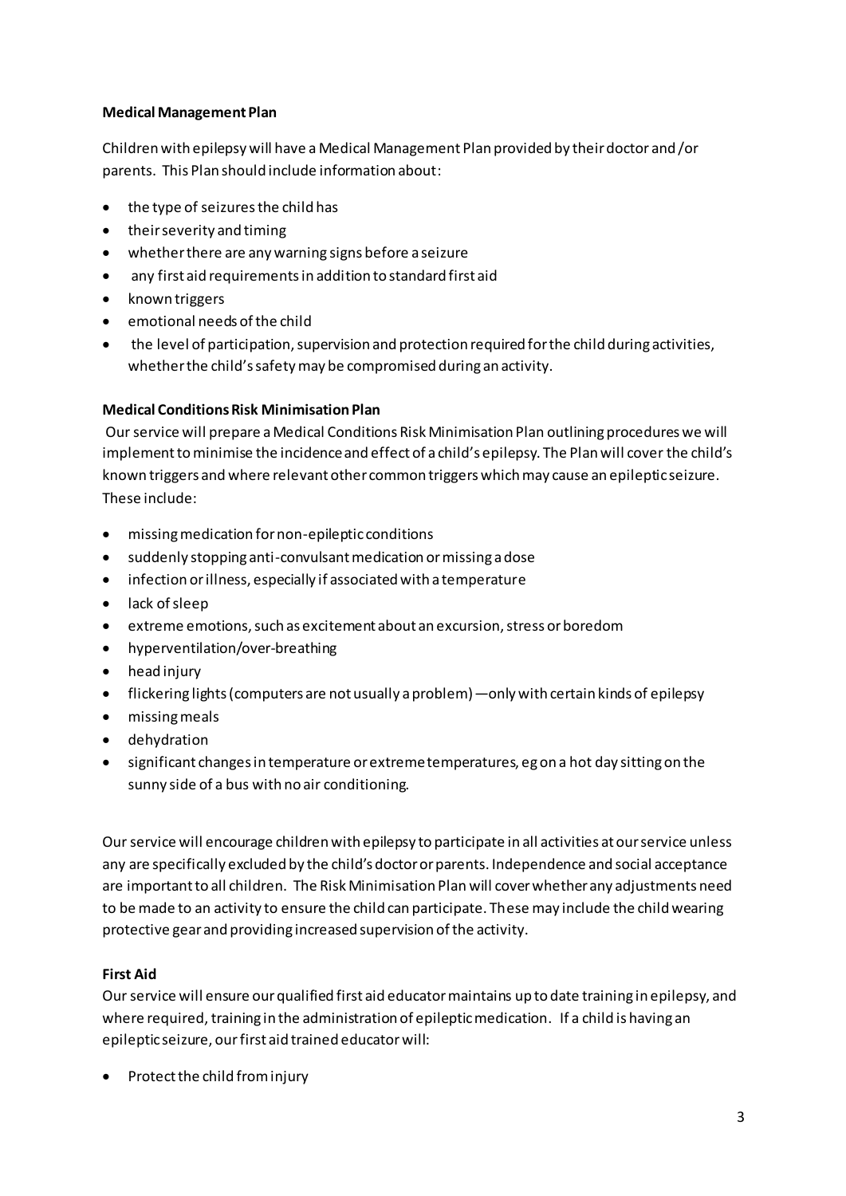**Medical Management Plan**

Children with epilepsy will have a Medical Management Plan provided by their doctor and /or parents. This Plan should include information about:

- the type of seizures the child has
- their severity and timing
- whether there are any warning signs before a seizure
- any first aid requirements in addition to standard first aid
- known triggers
- emotional needs of the child
- the level of participation, supervision and protection required for the child during activities, whether the child's safety may be compromised during an activity.

**Medical Conditions Risk Minimisation Plan**

Our service will prepare a Medical Conditions Risk Minimisation Plan outlining procedures we will implement to minimise the incidence and effect of a child's epilepsy. The Plan will cover the child's known triggers and where relevant other common triggers which may cause an epileptic seizure. These include:

- missing medication for non-epileptic conditions
- suddenly stopping anti-convulsant medication or missing a dose
- infection or illness, especially if associated with a temperature
- lack of sleep
- extreme emotions, such as excitement about an excursion, stress or boredom
- hyperventilation/over-breathing
- head injury
- flickering lights (computers are not usually a problem) —only with certain kinds of epilepsy
- missing meals
- dehydration
- significant changes in temperature or extreme temperatures, eg on a hot day sitting on the sunny side of a bus with no air conditioning.

Our service will encourage children with epilepsy to participate in all activities at our service unless any are specifically excluded by the child's doctor or parents. Independence and social acceptance are important to all children. The Risk Minimisation Plan will cover whether any adjustments need to be made to an activity to ensure the child can participate. These may include the child wearing protective gear and providing increased supervision of the activity.

**First Aid**

Our service will ensure our qualified first aid educator maintains up to date training in epilepsy, and where required, training in the administration of epileptic medication. If a child is having an epileptic seizure, our first aid trained educator will:

- Protect the child from injury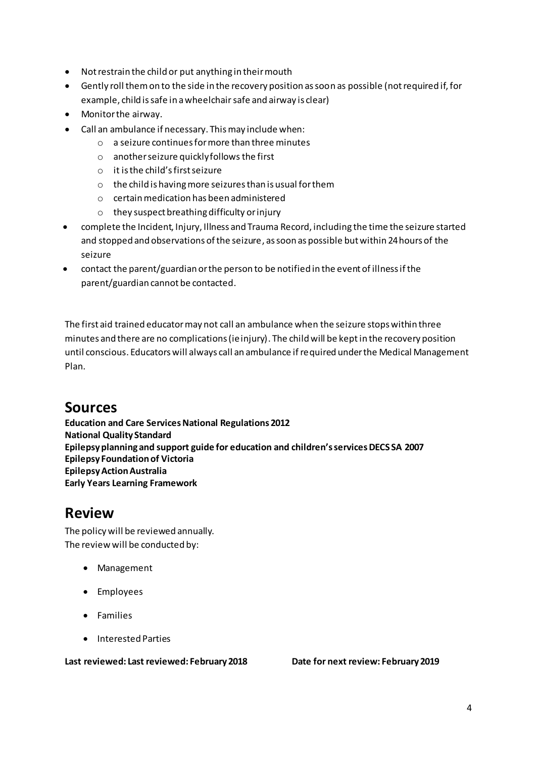- Not restrain the child or put anything in their mouth
- Gently roll them on to the side in the recovery position as soon as possible (not required if, for example, child is safe in a wheelchair safe and airway is clear)
- Monitor the airway.
- Call an ambulance if necessary. This may include when:
  - a seizure continues for more than three minutes
  - another seizure quickly follows the first
  - it is the child's first seizure
  - the child is having more seizures than is usual for them
  - certain medication has been administered
  - they suspect breathing difficulty or injury
- complete the Incident, Injury, Illness and Trauma Record, including the time the seizure started and stopped and observations of the seizure, as soon as possible but within 24 hours of the seizure
- contact the parent/guardian or the person to be notified in the event of illness if the parent/guardian cannot be contacted.

The first aid trained educator may not call an ambulance when the seizure stops within three minutes and there are no complications (ie injury). The child will be kept in the recovery position until conscious. Educators will always call an ambulance if required under the Medical Management Plan.

## Sources

**Education and Care Services National Regulations 2012**
**National Quality Standard**
**Epilepsy planning and support guide for education and children's services DECS SA 2007**
**Epilepsy Foundation of Victoria**
**Epilepsy Action Australia**
**Early Years Learning Framework**

## Review

The policy will be reviewed annually.
The review will be conducted by:

- Management
- Employees
- Families
- Interested Parties

**Last reviewed: Last reviewed: February 2018** **Date for next review: February 2019**